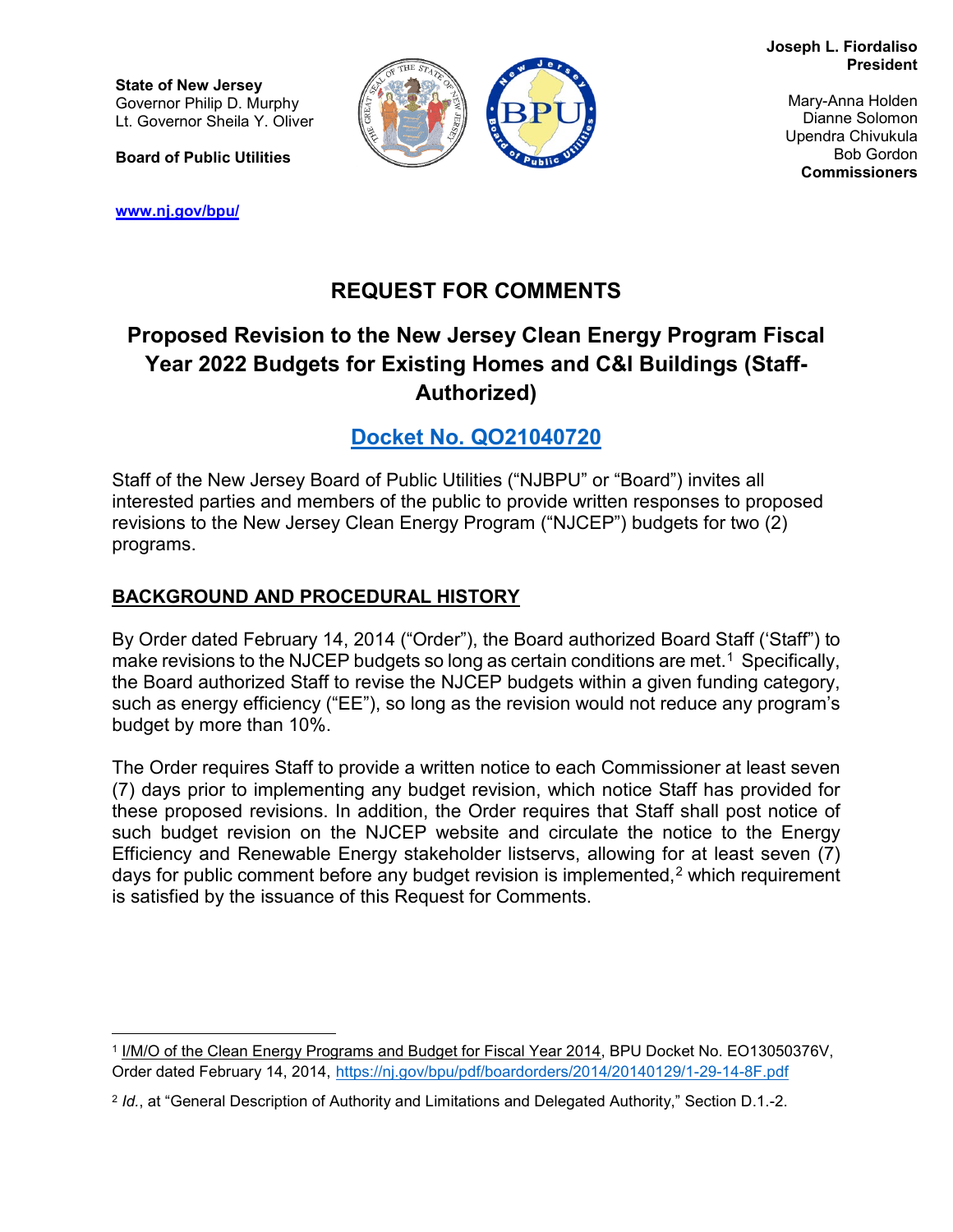**State of New Jersey**
Governor Philip D. Murphy
Lt. Governor Sheila Y. Oliver

**Board of Public Utilities**

www.nj.gov/bpu/

**Joseph L. Fiordaliso**
**President**

Mary-Anna Holden
Dianne Solomon
Upendra Chivukula
Bob Gordon
**Commissioners**

# REQUEST FOR COMMENTS

## Proposed Revision to the New Jersey Clean Energy Program Fiscal Year 2022 Budgets for Existing Homes and C&I Buildings (Staff-Authorized)

## Docket No. QO21040720

Staff of the New Jersey Board of Public Utilities ("NJBPU" or "Board") invites all interested parties and members of the public to provide written responses to proposed revisions to the New Jersey Clean Energy Program ("NJCEP") budgets for two (2) programs.

**BACKGROUND AND PROCEDURAL HISTORY**

By Order dated February 14, 2014 ("Order"), the Board authorized Board Staff ('Staff") to make revisions to the NJCEP budgets so long as certain conditions are met.[1] Specifically, the Board authorized Staff to revise the NJCEP budgets within a given funding category, such as energy efficiency ("EE"), so long as the revision would not reduce any program's budget by more than 10%.

The Order requires Staff to provide a written notice to each Commissioner at least seven (7) days prior to implementing any budget revision, which notice Staff has provided for these proposed revisions. In addition, the Order requires that Staff shall post notice of such budget revision on the NJCEP website and circulate the notice to the Energy Efficiency and Renewable Energy stakeholder listservs, allowing for at least seven (7) days for public comment before any budget revision is implemented,[2] which requirement is satisfied by the issuance of this Request for Comments.

---

[1] I/M/O of the Clean Energy Programs and Budget for Fiscal Year 2014, BPU Docket No. EO13050376V, Order dated February 14, 2014, https://nj.gov/bpu/pdf/boardorders/2014/20140129/1-29-14-8F.pdf

[2] *Id.*, at "General Description of Authority and Limitations and Delegated Authority," Section D.1.-2.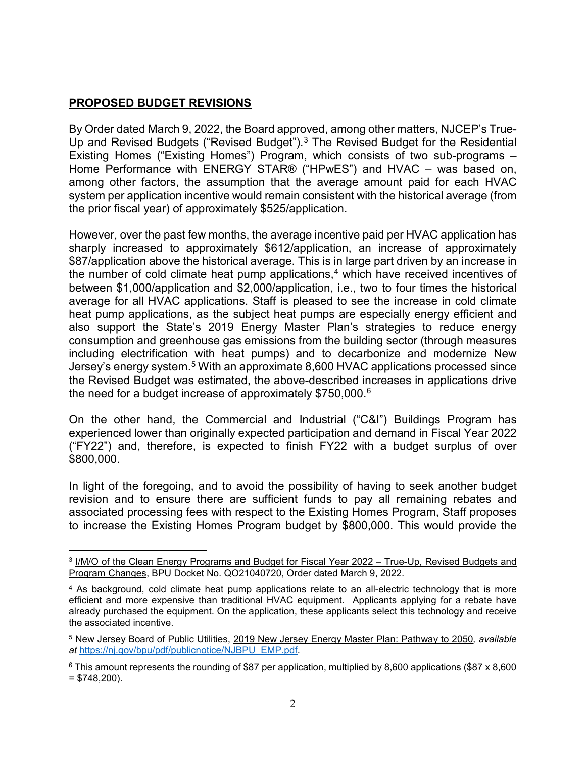## **PROPOSED BUDGET REVISIONS**

By Order dated March 9, 2022, the Board approved, among other matters, NJCEP's True-Up and Revised Budgets ("Revised Budget").[3] The Revised Budget for the Residential Existing Homes ("Existing Homes") Program, which consists of two sub-programs – Home Performance with ENERGY STAR® ("HPwES") and HVAC – was based on, among other factors, the assumption that the average amount paid for each HVAC system per application incentive would remain consistent with the historical average (from the prior fiscal year) of approximately $525/application.

However, over the past few months, the average incentive paid per HVAC application has sharply increased to approximately $612/application, an increase of approximately $87/application above the historical average. This is in large part driven by an increase in the number of cold climate heat pump applications,[4] which have received incentives of between $1,000/application and $2,000/application, i.e., two to four times the historical average for all HVAC applications. Staff is pleased to see the increase in cold climate heat pump applications, as the subject heat pumps are especially energy efficient and also support the State's 2019 Energy Master Plan's strategies to reduce energy consumption and greenhouse gas emissions from the building sector (through measures including electrification with heat pumps) and to decarbonize and modernize New Jersey's energy system.[5] With an approximate 8,600 HVAC applications processed since the Revised Budget was estimated, the above-described increases in applications drive the need for a budget increase of approximately $750,000.[6]

On the other hand, the Commercial and Industrial ("C&I") Buildings Program has experienced lower than originally expected participation and demand in Fiscal Year 2022 ("FY22") and, therefore, is expected to finish FY22 with a budget surplus of over $800,000.

In light of the foregoing, and to avoid the possibility of having to seek another budget revision and to ensure there are sufficient funds to pay all remaining rebates and associated processing fees with respect to the Existing Homes Program, Staff proposes to increase the Existing Homes Program budget by $800,000. This would provide the

---

[3] I/M/O of the Clean Energy Programs and Budget for Fiscal Year 2022 – True-Up, Revised Budgets and Program Changes, BPU Docket No. QO21040720, Order dated March 9, 2022.

[4] As background, cold climate heat pump applications relate to an all-electric technology that is more efficient and more expensive than traditional HVAC equipment. Applicants applying for a rebate have already purchased the equipment. On the application, these applicants select this technology and receive the associated incentive.

[5] New Jersey Board of Public Utilities, 2019 New Jersey Energy Master Plan: Pathway to 2050, *available at* https://nj.gov/bpu/pdf/publicnotice/NJBPU_EMP.pdf.

[6] This amount represents the rounding of $87 per application, multiplied by 8,600 applications ($87 x 8,600 = $748,200).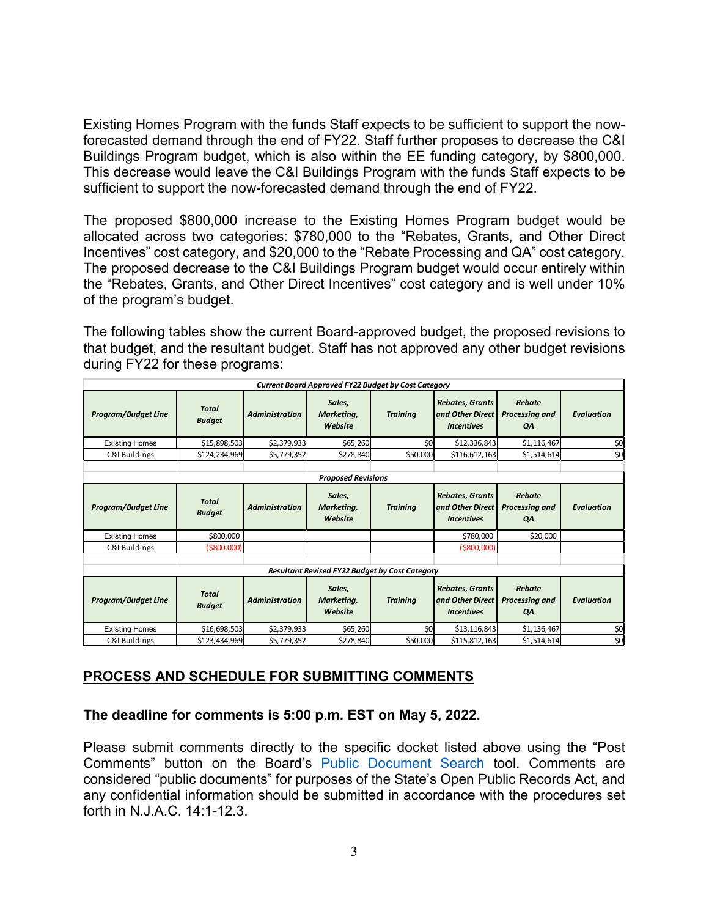Existing Homes Program with the funds Staff expects to be sufficient to support the now-forecasted demand through the end of FY22. Staff further proposes to decrease the C&I Buildings Program budget, which is also within the EE funding category, by $800,000. This decrease would leave the C&I Buildings Program with the funds Staff expects to be sufficient to support the now-forecasted demand through the end of FY22.

The proposed $800,000 increase to the Existing Homes Program budget would be allocated across two categories: $780,000 to the "Rebates, Grants, and Other Direct Incentives" cost category, and $20,000 to the "Rebate Processing and QA" cost category. The proposed decrease to the C&I Buildings Program budget would occur entirely within the "Rebates, Grants, and Other Direct Incentives" cost category and is well under 10% of the program's budget.

The following tables show the current Board-approved budget, the proposed revisions to that budget, and the resultant budget. Staff has not approved any other budget revisions during FY22 for these programs:

**Current Board Approved FY22 Budget by Cost Category**

| Program/Budget Line | Total Budget | Administration | Sales, Marketing, Website | Training | Rebates, Grants and Other Direct Incentives | Rebate Processing and QA | Evaluation |
|---|---|---|---|---|---|---|---|
| Existing Homes | $15,898,503 | $2,379,933 | $65,260 | $0 | $12,336,843 | $1,116,467 | $0 |
| C&I Buildings | $124,234,969 | $5,779,352 | $278,840 | $50,000 | $116,612,163 | $1,514,614 | $0 |

**Proposed Revisions**

| Program/Budget Line | Total Budget | Administration | Sales, Marketing, Website | Training | Rebates, Grants and Other Direct Incentives | Rebate Processing and QA | Evaluation |
|---|---|---|---|---|---|---|---|
| Existing Homes | $800,000 | | | | $780,000 | $20,000 | |
| C&I Buildings | ($800,000) | | | | ($800,000) | | |

**Resultant Revised FY22 Budget by Cost Category**

| Program/Budget Line | Total Budget | Administration | Sales, Marketing, Website | Training | Rebates, Grants and Other Direct Incentives | Rebate Processing and QA | Evaluation |
|---|---|---|---|---|---|---|---|
| Existing Homes | $16,698,503 | $2,379,933 | $65,260 | $0 | $13,116,843 | $1,136,467 | $0 |
| C&I Buildings | $123,434,969 | $5,779,352 | $278,840 | $50,000 | $115,812,163 | $1,514,614 | $0 |

## PROCESS AND SCHEDULE FOR SUBMITTING COMMENTS

**The deadline for comments is 5:00 p.m. EST on May 5, 2022.**

Please submit comments directly to the specific docket listed above using the "Post Comments" button on the Board's Public Document Search tool. Comments are considered "public documents" for purposes of the State's Open Public Records Act, and any confidential information should be submitted in accordance with the procedures set forth in N.J.A.C. 14:1-12.3.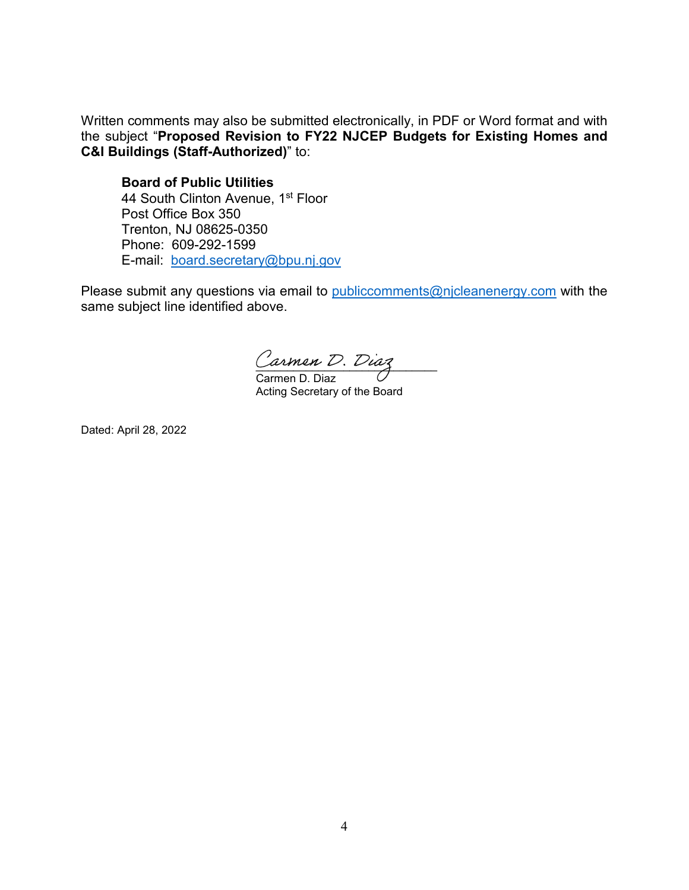Written comments may also be submitted electronically, in PDF or Word format and with the subject "**Proposed Revision to FY22 NJCEP Budgets for Existing Homes and C&I Buildings (Staff-Authorized)**" to:

**Board of Public Utilities**
44 South Clinton Avenue, 1st Floor
Post Office Box 350
Trenton, NJ 08625-0350
Phone: 609-292-1599
E-mail: board.secretary@bpu.nj.gov

Please submit any questions via email to publiccomments@njcleanenergy.com with the same subject line identified above.

Carmen D. Diaz
Carmen D. Diaz
Acting Secretary of the Board

Dated: April 28, 2022